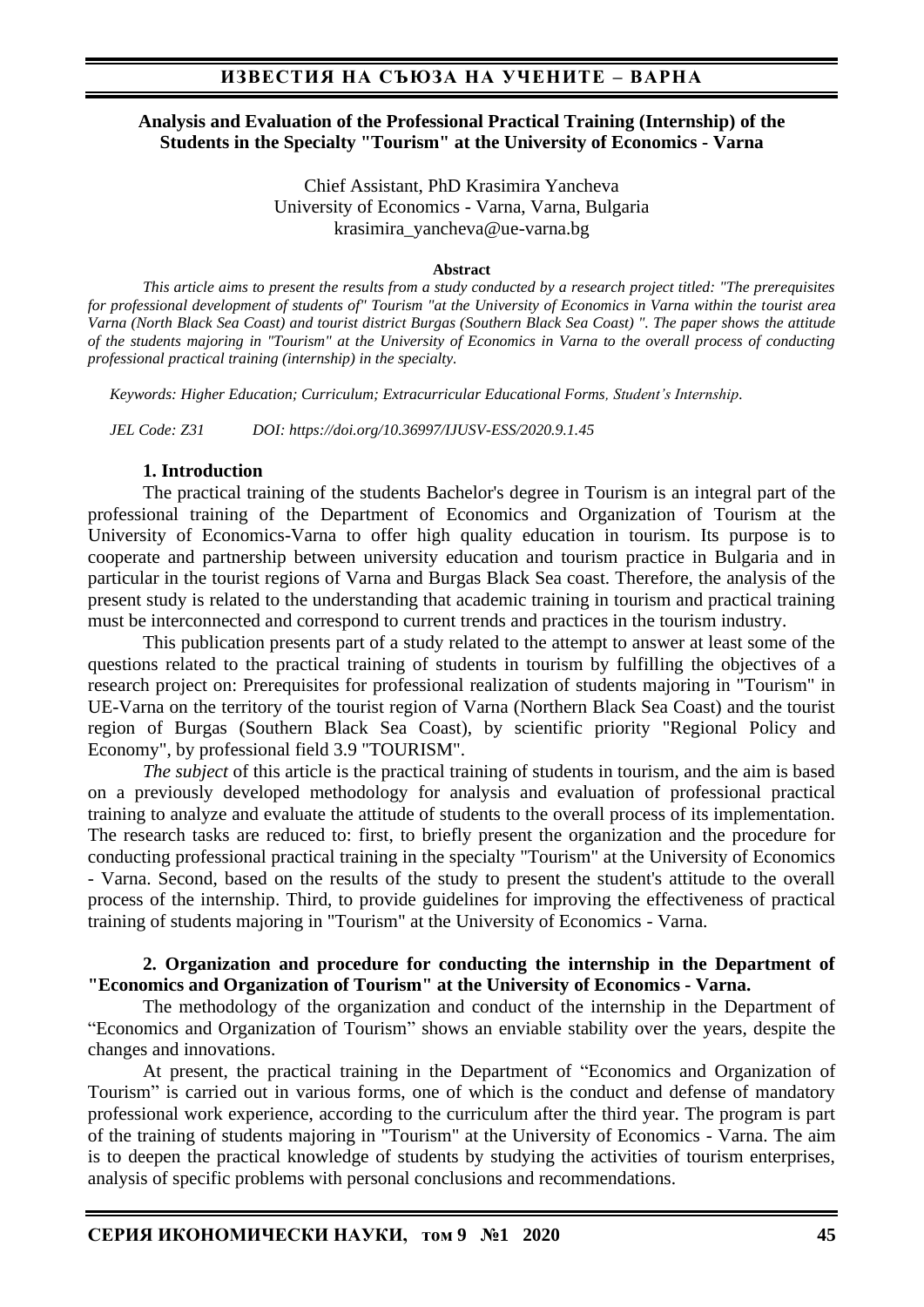## Analysis and Evaluation of the Professional Practical Training (Internship) of the Students in the Specialty "Tourism" at the University of Economics - Varna

Chief Assistant, PhD Krasimira Yancheva
University of Economics - Varna, Varna, Bulgaria
krasimira_yancheva@ue-varna.bg

**Abstract**

*This article aims to present the results from a study conducted by a research project titled: "The prerequisites for professional development of students of" Tourism "at the University of Economics in Varna within the tourist area Varna (North Black Sea Coast) and tourist district Burgas (Southern Black Sea Coast) ". The paper shows the attitude of the students majoring in "Tourism" at the University of Economics in Varna to the overall process of conducting professional practical training (internship) in the specialty.*

*Keywords: Higher Education; Curriculum; Extracurricular Educational Forms, Student's Internship.*

*JEL Code: Z31 DOI: https://doi.org/10.36997/IJUSV-ESS/2020.9.1.45*

### 1. Introduction

The practical training of the students Bachelor's degree in Tourism is an integral part of the professional training of the Department of Economics and Organization of Tourism at the University of Economics-Varna to offer high quality education in tourism. Its purpose is to cooperate and partnership between university education and tourism practice in Bulgaria and in particular in the tourist regions of Varna and Burgas Black Sea coast. Therefore, the analysis of the present study is related to the understanding that academic training in tourism and practical training must be interconnected and correspond to current trends and practices in the tourism industry.

This publication presents part of a study related to the attempt to answer at least some of the questions related to the practical training of students in tourism by fulfilling the objectives of a research project on: Prerequisites for professional realization of students majoring in "Tourism" in UE-Varna on the territory of the tourist region of Varna (Northern Black Sea Coast) and the tourist region of Burgas (Southern Black Sea Coast), by scientific priority "Regional Policy and Economy", by professional field 3.9 "TOURISM".

*The subject* of this article is the practical training of students in tourism, and the aim is based on a previously developed methodology for analysis and evaluation of professional practical training to analyze and evaluate the attitude of students to the overall process of its implementation. The research tasks are reduced to: first, to briefly present the organization and the procedure for conducting professional practical training in the specialty "Tourism" at the University of Economics - Varna. Second, based on the results of the study to present the student's attitude to the overall process of the internship. Third, to provide guidelines for improving the effectiveness of practical training of students majoring in "Tourism" at the University of Economics - Varna.

### 2. Organization and procedure for conducting the internship in the Department of "Economics and Organization of Tourism" at the University of Economics - Varna.

The methodology of the organization and conduct of the internship in the Department of "Economics and Organization of Tourism" shows an enviable stability over the years, despite the changes and innovations.

At present, the practical training in the Department of "Economics and Organization of Tourism" is carried out in various forms, one of which is the conduct and defense of mandatory professional work experience, according to the curriculum after the third year. The program is part of the training of students majoring in "Tourism" at the University of Economics - Varna. The aim is to deepen the practical knowledge of students by studying the activities of tourism enterprises, analysis of specific problems with personal conclusions and recommendations.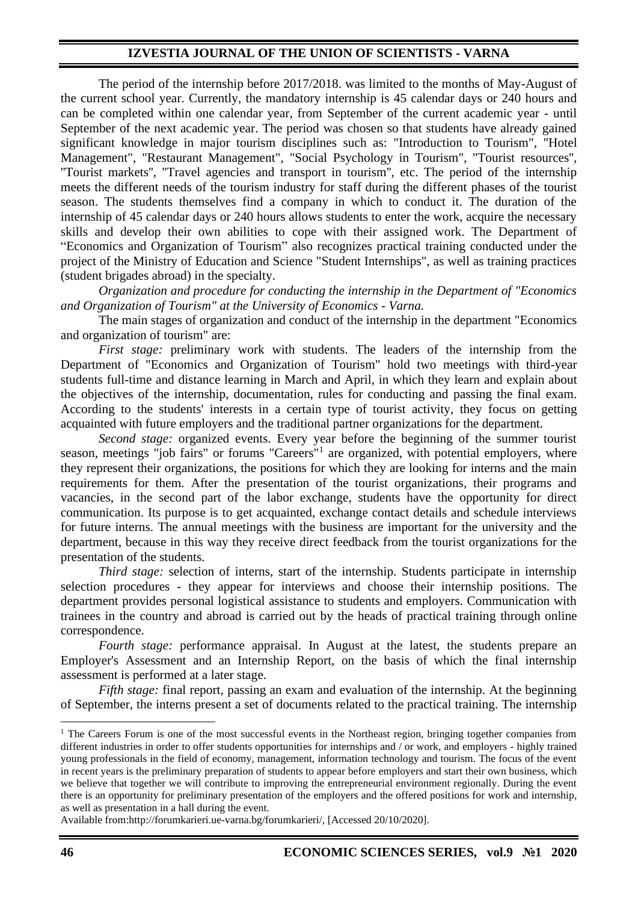The period of the internship before 2017/2018. was limited to the months of May-August of the current school year. Currently, the mandatory internship is 45 calendar days or 240 hours and can be completed within one calendar year, from September of the current academic year - until September of the next academic year. The period was chosen so that students have already gained significant knowledge in major tourism disciplines such as: "Introduction to Tourism", "Hotel Management", "Restaurant Management", "Social Psychology in Tourism", "Tourist resources", "Tourist markets", "Travel agencies and transport in tourism", etc. The period of the internship meets the different needs of the tourism industry for staff during the different phases of the tourist season. The students themselves find a company in which to conduct it. The duration of the internship of 45 calendar days or 240 hours allows students to enter the work, acquire the necessary skills and develop their own abilities to cope with their assigned work. The Department of "Economics and Organization of Tourism" also recognizes practical training conducted under the project of the Ministry of Education and Science "Student Internships", as well as training practices (student brigades abroad) in the specialty.

*Organization and procedure for conducting the internship in the Department of "Economics and Organization of Tourism" at the University of Economics - Varna.*

The main stages of organization and conduct of the internship in the department "Economics and organization of tourism" are:

*First stage:* preliminary work with students. The leaders of the internship from the Department of "Economics and Organization of Tourism" hold two meetings with third-year students full-time and distance learning in March and April, in which they learn and explain about the objectives of the internship, documentation, rules for conducting and passing the final exam. According to the students' interests in a certain type of tourist activity, they focus on getting acquainted with future employers and the traditional partner organizations for the department.

*Second stage:* organized events. Every year before the beginning of the summer tourist season, meetings "job fairs" or forums "Careers"[1] are organized, with potential employers, where they represent their organizations, the positions for which they are looking for interns and the main requirements for them. After the presentation of the tourist organizations, their programs and vacancies, in the second part of the labor exchange, students have the opportunity for direct communication. Its purpose is to get acquainted, exchange contact details and schedule interviews for future interns. The annual meetings with the business are important for the university and the department, because in this way they receive direct feedback from the tourist organizations for the presentation of the students.

*Third stage:* selection of interns, start of the internship. Students participate in internship selection procedures - they appear for interviews and choose their internship positions. The department provides personal logistical assistance to students and employers. Communication with trainees in the country and abroad is carried out by the heads of practical training through online correspondence.

*Fourth stage:* performance appraisal. In August at the latest, the students prepare an Employer's Assessment and an Internship Report, on the basis of which the final internship assessment is performed at a later stage.

*Fifth stage:* final report, passing an exam and evaluation of the internship. At the beginning of September, the interns present a set of documents related to the practical training. The internship

---

[1] The Careers Forum is one of the most successful events in the Northeast region, bringing together companies from different industries in order to offer students opportunities for internships and / or work, and employers - highly trained young professionals in the field of economy, management, information technology and tourism. The focus of the event in recent years is the preliminary preparation of students to appear before employers and start their own business, which we believe that together we will contribute to improving the entrepreneurial environment regionally. During the event there is an opportunity for preliminary presentation of the employers and the offered positions for work and internship, as well as presentation in a hall during the event.

Available from:http://forumkarieri.ue-varna.bg/forumkarieri/, [Accessed 20/10/2020].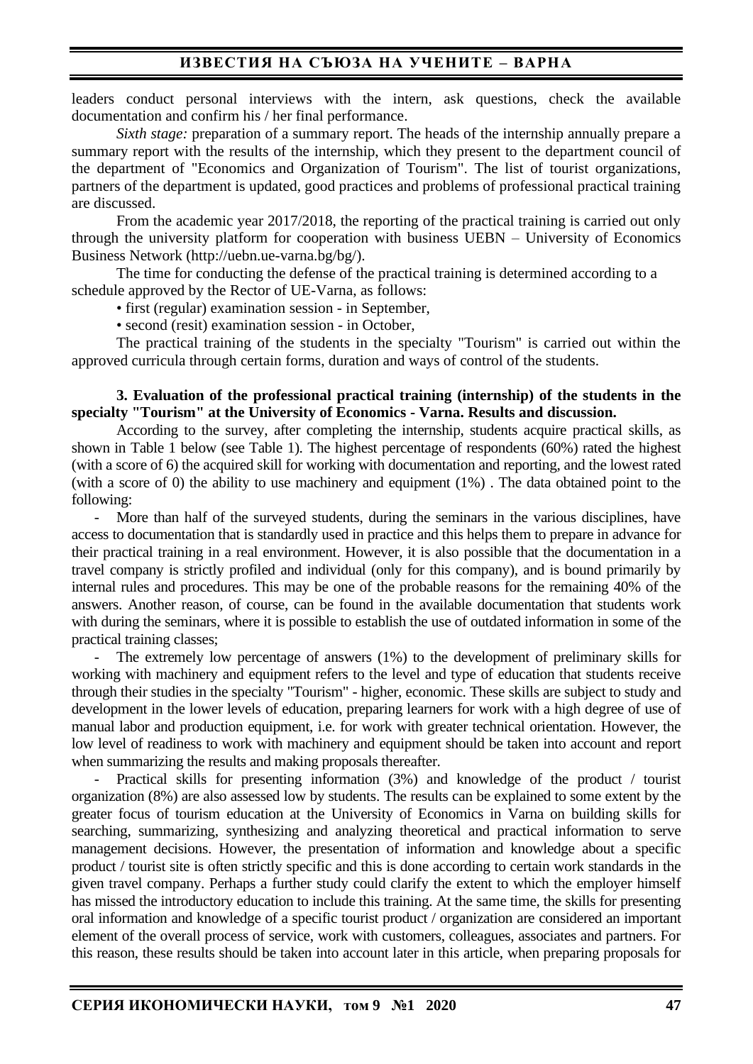leaders conduct personal interviews with the intern, ask questions, check the available documentation and confirm his / her final performance.

*Sixth stage:* preparation of a summary report. The heads of the internship annually prepare a summary report with the results of the internship, which they present to the department council of the department of "Economics and Organization of Tourism". The list of tourist organizations, partners of the department is updated, good practices and problems of professional practical training are discussed.

From the academic year 2017/2018, the reporting of the practical training is carried out only through the university platform for cooperation with business UEBN – University of Economics Business Network (http://uebn.ue-varna.bg/bg/).

The time for conducting the defense of the practical training is determined according to a schedule approved by the Rector of UE-Varna, as follows:

- first (regular) examination session - in September,
- second (resit) examination session - in October,

The practical training of the students in the specialty "Tourism" is carried out within the approved curricula through certain forms, duration and ways of control of the students.

**3. Evaluation of the professional practical training (internship) of the students in the specialty "Tourism" at the University of Economics - Varna. Results and discussion.**

According to the survey, after completing the internship, students acquire practical skills, as shown in Table 1 below (see Table 1). The highest percentage of respondents (60%) rated the highest (with a score of 6) the acquired skill for working with documentation and reporting, and the lowest rated (with a score of 0) the ability to use machinery and equipment (1%) . The data obtained point to the following:

- More than half of the surveyed students, during the seminars in the various disciplines, have access to documentation that is standardly used in practice and this helps them to prepare in advance for their practical training in a real environment. However, it is also possible that the documentation in a travel company is strictly profiled and individual (only for this company), and is bound primarily by internal rules and procedures. This may be one of the probable reasons for the remaining 40% of the answers. Another reason, of course, can be found in the available documentation that students work with during the seminars, where it is possible to establish the use of outdated information in some of the practical training classes;
- The extremely low percentage of answers (1%) to the development of preliminary skills for working with machinery and equipment refers to the level and type of education that students receive through their studies in the specialty "Tourism" - higher, economic. These skills are subject to study and development in the lower levels of education, preparing learners for work with a high degree of use of manual labor and production equipment, i.e. for work with greater technical orientation. However, the low level of readiness to work with machinery and equipment should be taken into account and report when summarizing the results and making proposals thereafter.
- Practical skills for presenting information (3%) and knowledge of the product / tourist organization (8%) are also assessed low by students. The results can be explained to some extent by the greater focus of tourism education at the University of Economics in Varna on building skills for searching, summarizing, synthesizing and analyzing theoretical and practical information to serve management decisions. However, the presentation of information and knowledge about a specific product / tourist site is often strictly specific and this is done according to certain work standards in the given travel company. Perhaps a further study could clarify the extent to which the employer himself has missed the introductory education to include this training. At the same time, the skills for presenting oral information and knowledge of a specific tourist product / organization are considered an important element of the overall process of service, work with customers, colleagues, associates and partners. For this reason, these results should be taken into account later in this article, when preparing proposals for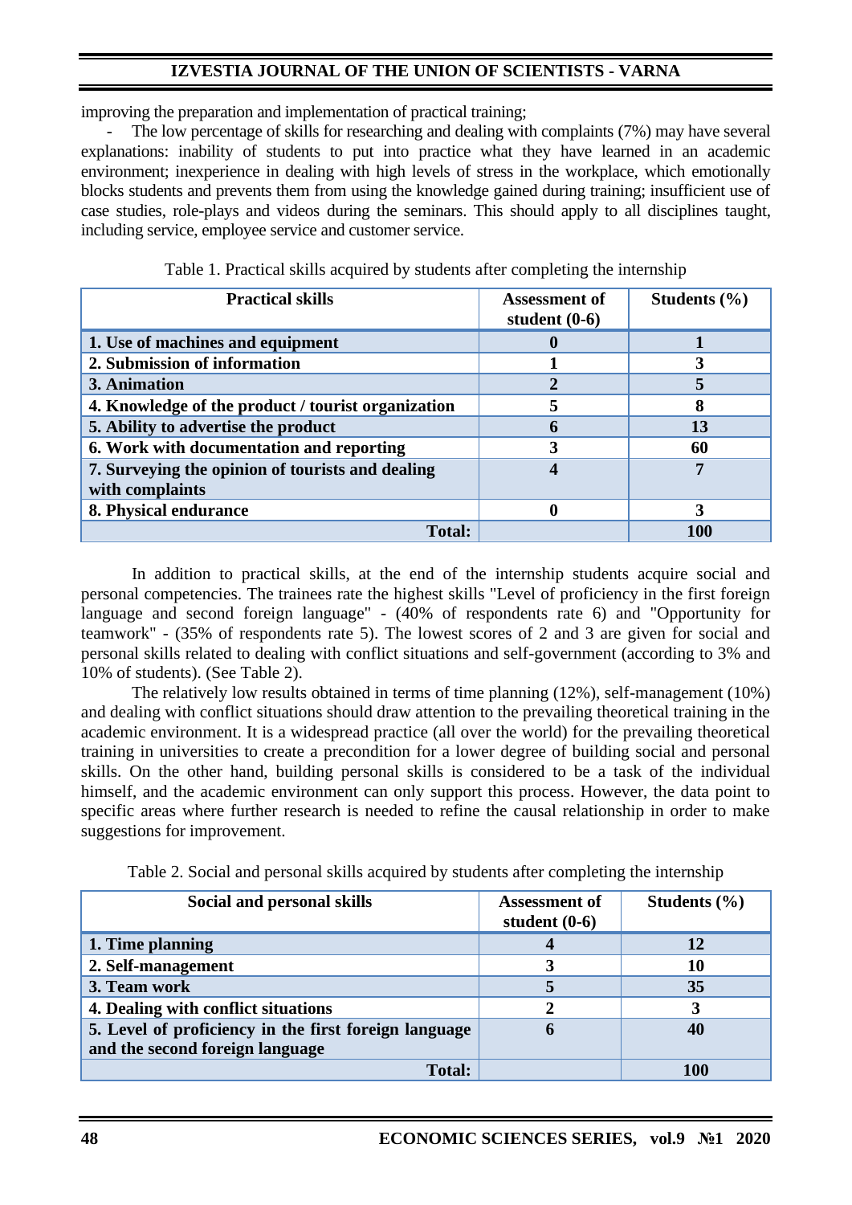improving the preparation and implementation of practical training;

- The low percentage of skills for researching and dealing with complaints (7%) may have several explanations: inability of students to put into practice what they have learned in an academic environment; inexperience in dealing with high levels of stress in the workplace, which emotionally blocks students and prevents them from using the knowledge gained during training; insufficient use of case studies, role-plays and videos during the seminars. This should apply to all disciplines taught, including service, employee service and customer service.

Table 1. Practical skills acquired by students after completing the internship

| Practical skills | Assessment of student (0-6) | Students (%) |
|---|---|---|
| **1. Use of machines and equipment** | **0** | **1** |
| **2. Submission of information** | **1** | **3** |
| **3. Animation** | **2** | **5** |
| **4. Knowledge of the product / tourist organization** | **5** | **8** |
| **5. Ability to advertise the product** | **6** | **13** |
| **6. Work with documentation and reporting** | **3** | **60** |
| **7. Surveying the opinion of tourists and dealing with complaints** | **4** | **7** |
| **8. Physical endurance** | **0** | **3** |
| **Total:** | | **100** |

In addition to practical skills, at the end of the internship students acquire social and personal competencies. The trainees rate the highest skills "Level of proficiency in the first foreign language and second foreign language" - (40% of respondents rate 6) and "Opportunity for teamwork" - (35% of respondents rate 5). The lowest scores of 2 and 3 are given for social and personal skills related to dealing with conflict situations and self-government (according to 3% and 10% of students). (See Table 2).

The relatively low results obtained in terms of time planning (12%), self-management (10%) and dealing with conflict situations should draw attention to the prevailing theoretical training in the academic environment. It is a widespread practice (all over the world) for the prevailing theoretical training in universities to create a precondition for a lower degree of building social and personal skills. On the other hand, building personal skills is considered to be a task of the individual himself, and the academic environment can only support this process. However, the data point to specific areas where further research is needed to refine the causal relationship in order to make suggestions for improvement.

Table 2. Social and personal skills acquired by students after completing the internship

| Social and personal skills | Assessment of student (0-6) | Students (%) |
|---|---|---|
| **1. Time planning** | **4** | **12** |
| **2. Self-management** | **3** | **10** |
| **3. Team work** | **5** | **35** |
| **4. Dealing with conflict situations** | **2** | **3** |
| **5. Level of proficiency in the first foreign language and the second foreign language** | **6** | **40** |
| **Total:** | | **100** |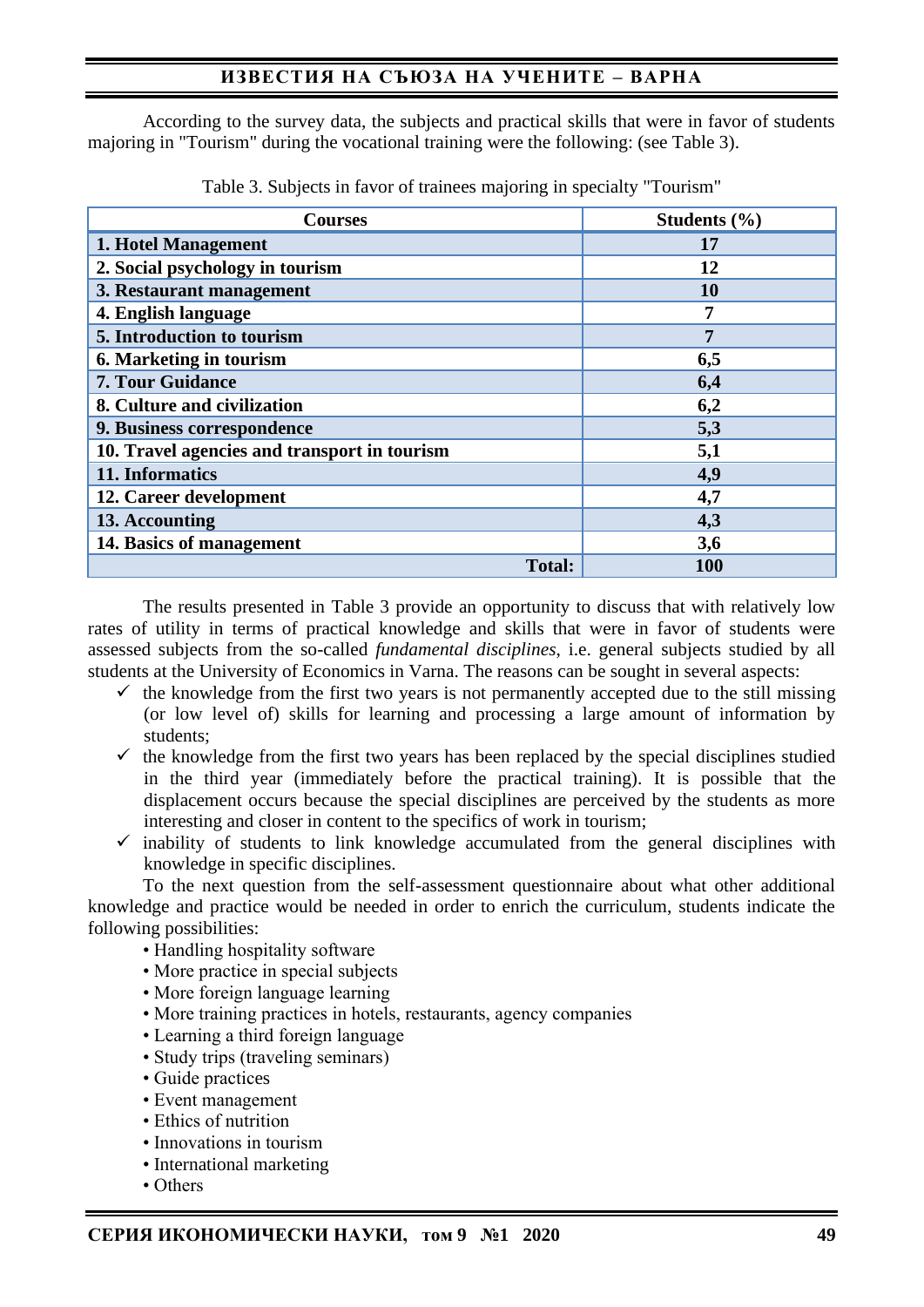According to the survey data, the subjects and practical skills that were in favor of students majoring in "Tourism" during the vocational training were the following: (see Table 3).

Table 3. Subjects in favor of trainees majoring in specialty "Tourism"

| Courses | Students (%) |
|---|---|
| **1. Hotel Management** | **17** |
| **2. Social psychology in tourism** | **12** |
| **3. Restaurant management** | **10** |
| **4. English language** | **7** |
| **5. Introduction to tourism** | **7** |
| **6. Marketing in tourism** | **6,5** |
| **7. Tour Guidance** | **6,4** |
| **8. Culture and civilization** | **6,2** |
| **9. Business correspondence** | **5,3** |
| **10. Travel agencies and transport in tourism** | **5,1** |
| **11. Informatics** | **4,9** |
| **12. Career development** | **4,7** |
| **13. Accounting** | **4,3** |
| **14. Basics of management** | **3,6** |
| **Total:** | **100** |

The results presented in Table 3 provide an opportunity to discuss that with relatively low rates of utility in terms of practical knowledge and skills that were in favor of students were assessed subjects from the so-called *fundamental disciplines*, i.e. general subjects studied by all students at the University of Economics in Varna. The reasons can be sought in several aspects:

- ✓ the knowledge from the first two years is not permanently accepted due to the still missing (or low level of) skills for learning and processing a large amount of information by students;
- ✓ the knowledge from the first two years has been replaced by the special disciplines studied in the third year (immediately before the practical training). It is possible that the displacement occurs because the special disciplines are perceived by the students as more interesting and closer in content to the specifics of work in tourism;
- ✓ inability of students to link knowledge accumulated from the general disciplines with knowledge in specific disciplines.

To the next question from the self-assessment questionnaire about what other additional knowledge and practice would be needed in order to enrich the curriculum, students indicate the following possibilities:

- Handling hospitality software
- More practice in special subjects
- More foreign language learning
- More training practices in hotels, restaurants, agency companies
- Learning a third foreign language
- Study trips (traveling seminars)
- Guide practices
- Event management
- Ethics of nutrition
- Innovations in tourism
- International marketing
- Others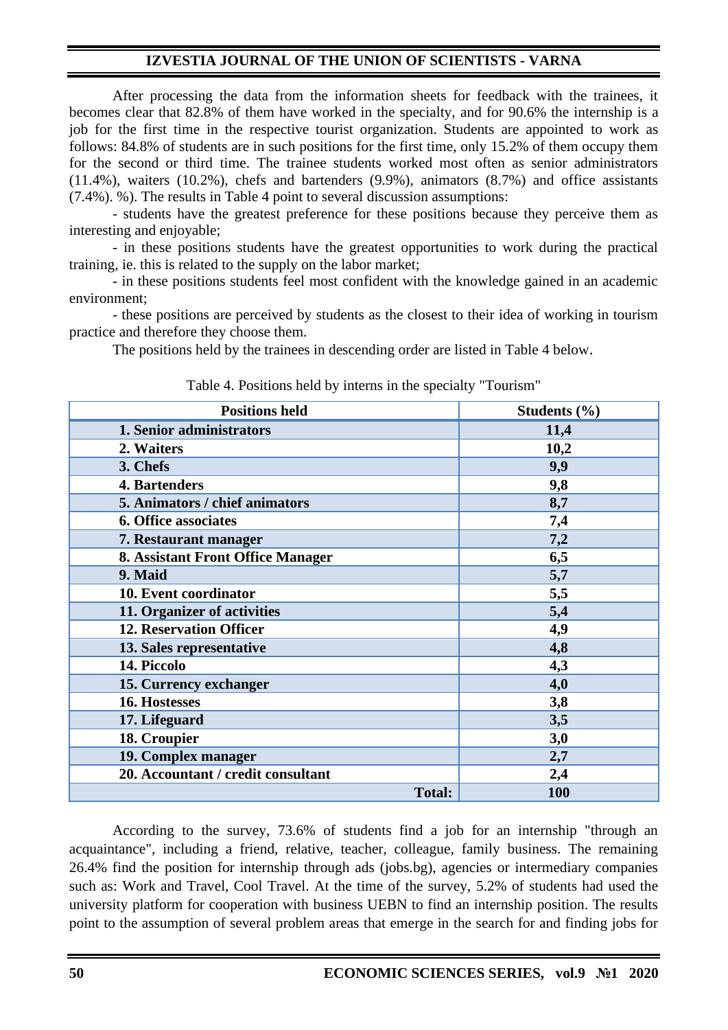After processing the data from the information sheets for feedback with the trainees, it becomes clear that 82.8% of them have worked in the specialty, and for 90.6% the internship is a job for the first time in the respective tourist organization. Students are appointed to work as follows: 84.8% of students are in such positions for the first time, only 15.2% of them occupy them for the second or third time. The trainee students worked most often as senior administrators (11.4%), waiters (10.2%), chefs and bartenders (9.9%), animators (8.7%) and office assistants (7.4%). %). The results in Table 4 point to several discussion assumptions:

- students have the greatest preference for these positions because they perceive them as interesting and enjoyable;
- in these positions students have the greatest opportunities to work during the practical training, ie. this is related to the supply on the labor market;
- in these positions students feel most confident with the knowledge gained in an academic environment;
- these positions are perceived by students as the closest to their idea of working in tourism practice and therefore they choose them.

The positions held by the trainees in descending order are listed in Table 4 below.

Table 4. Positions held by interns in the specialty "Tourism"

| Positions held | Students (%) |
|---|---|
| **1. Senior administrators** | **11,4** |
| **2. Waiters** | **10,2** |
| **3. Chefs** | **9,9** |
| **4. Bartenders** | **9,8** |
| **5. Animators / chief animators** | **8,7** |
| **6. Office associates** | **7,4** |
| **7. Restaurant manager** | **7,2** |
| **8. Assistant Front Office Manager** | **6,5** |
| **9. Maid** | **5,7** |
| **10. Event coordinator** | **5,5** |
| **11. Organizer of activities** | **5,4** |
| **12. Reservation Officer** | **4,9** |
| **13. Sales representative** | **4,8** |
| **14. Piccolo** | **4,3** |
| **15. Currency exchanger** | **4,0** |
| **16. Hostesses** | **3,8** |
| **17. Lifeguard** | **3,5** |
| **18. Croupier** | **3,0** |
| **19. Complex manager** | **2,7** |
| **20. Accountant / credit consultant** | **2,4** |
| **Total:** | **100** |

According to the survey, 73.6% of students find a job for an internship "through an acquaintance", including a friend, relative, teacher, colleague, family business. The remaining 26.4% find the position for internship through ads (jobs.bg), agencies or intermediary companies such as: Work and Travel, Cool Travel. At the time of the survey, 5.2% of students had used the university platform for cooperation with business UEBN to find an internship position. The results point to the assumption of several problem areas that emerge in the search for and finding jobs for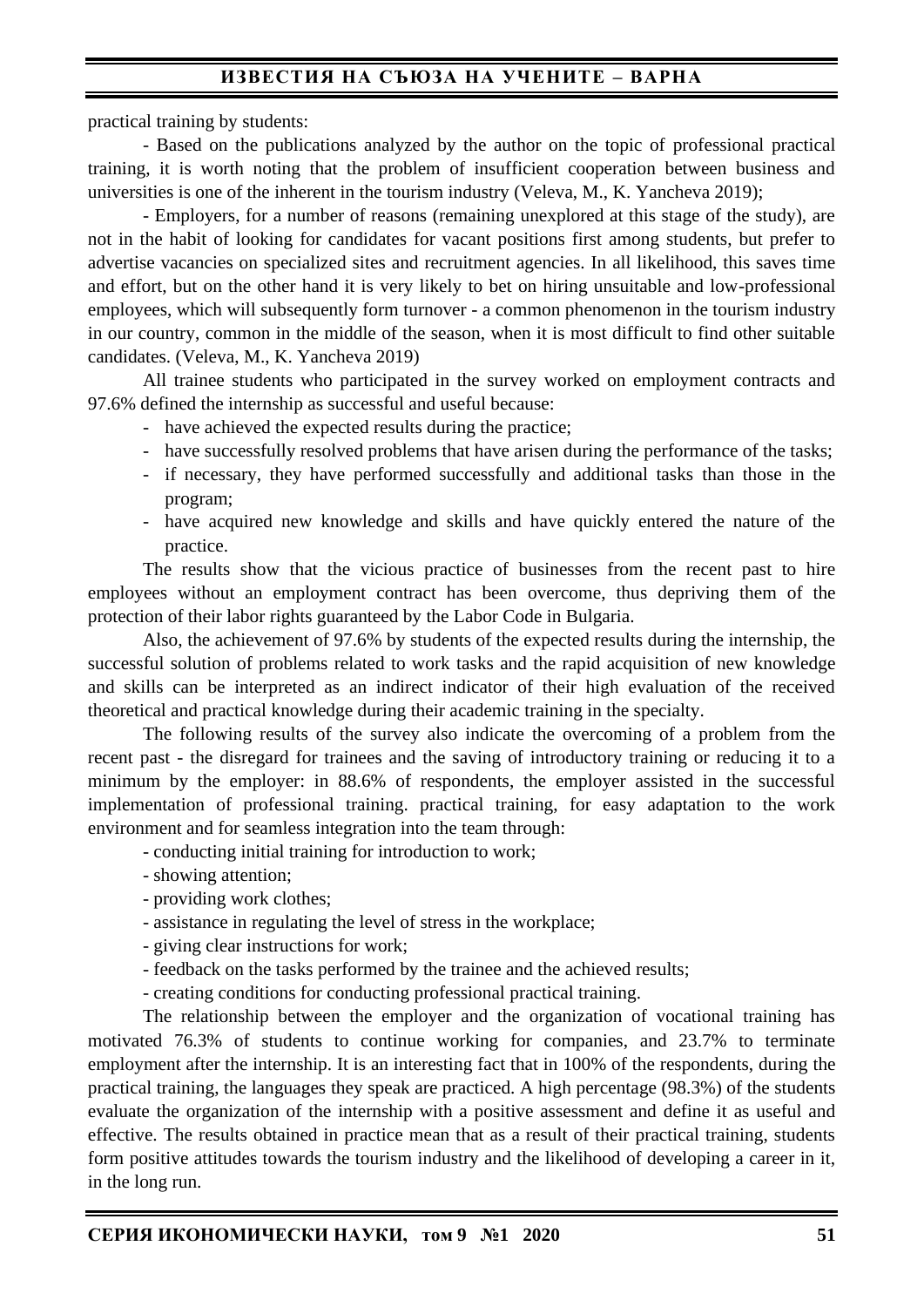practical training by students:

- Based on the publications analyzed by the author on the topic of professional practical training, it is worth noting that the problem of insufficient cooperation between business and universities is one of the inherent in the tourism industry (Veleva, M., K. Yancheva 2019);

- Employers, for a number of reasons (remaining unexplored at this stage of the study), are not in the habit of looking for candidates for vacant positions first among students, but prefer to advertise vacancies on specialized sites and recruitment agencies. In all likelihood, this saves time and effort, but on the other hand it is very likely to bet on hiring unsuitable and low-professional employees, which will subsequently form turnover - a common phenomenon in the tourism industry in our country, common in the middle of the season, when it is most difficult to find other suitable candidates. (Veleva, M., K. Yancheva 2019)

All trainee students who participated in the survey worked on employment contracts and 97.6% defined the internship as successful and useful because:

- have achieved the expected results during the practice;
- have successfully resolved problems that have arisen during the performance of the tasks;
- if necessary, they have performed successfully and additional tasks than those in the program;
- have acquired new knowledge and skills and have quickly entered the nature of the practice.

The results show that the vicious practice of businesses from the recent past to hire employees without an employment contract has been overcome, thus depriving them of the protection of their labor rights guaranteed by the Labor Code in Bulgaria.

Also, the achievement of 97.6% by students of the expected results during the internship, the successful solution of problems related to work tasks and the rapid acquisition of new knowledge and skills can be interpreted as an indirect indicator of their high evaluation of the received theoretical and practical knowledge during their academic training in the specialty.

The following results of the survey also indicate the overcoming of a problem from the recent past - the disregard for trainees and the saving of introductory training or reducing it to a minimum by the employer: in 88.6% of respondents, the employer assisted in the successful implementation of professional training. practical training, for easy adaptation to the work environment and for seamless integration into the team through:

- conducting initial training for introduction to work;
- showing attention;
- providing work clothes;
- assistance in regulating the level of stress in the workplace;
- giving clear instructions for work;
- feedback on the tasks performed by the trainee and the achieved results;
- creating conditions for conducting professional practical training.

The relationship between the employer and the organization of vocational training has motivated 76.3% of students to continue working for companies, and 23.7% to terminate employment after the internship. It is an interesting fact that in 100% of the respondents, during the practical training, the languages they speak are practiced. A high percentage (98.3%) of the students evaluate the organization of the internship with a positive assessment and define it as useful and effective. The results obtained in practice mean that as a result of their practical training, students form positive attitudes towards the tourism industry and the likelihood of developing a career in it, in the long run.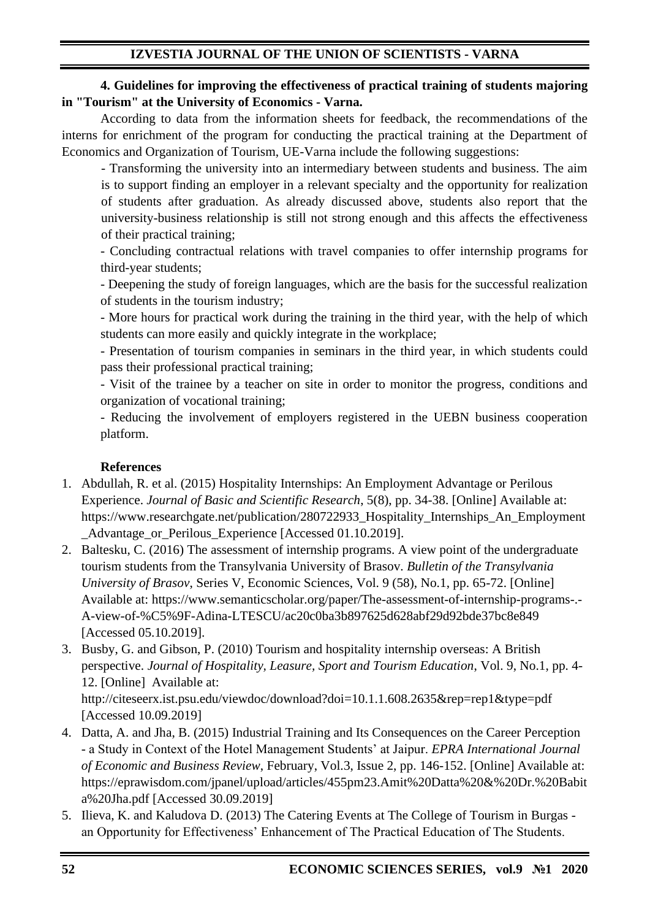**4. Guidelines for improving the effectiveness of practical training of students majoring in "Tourism" at the University of Economics - Varna.**

According to data from the information sheets for feedback, the recommendations of the interns for enrichment of the program for conducting the practical training at the Department of Economics and Organization of Tourism, UE-Varna include the following suggestions:

- Transforming the university into an intermediary between students and business. The aim is to support finding an employer in a relevant specialty and the opportunity for realization of students after graduation. As already discussed above, students also report that the university-business relationship is still not strong enough and this affects the effectiveness of their practical training;
- Concluding contractual relations with travel companies to offer internship programs for third-year students;
- Deepening the study of foreign languages, which are the basis for the successful realization of students in the tourism industry;
- More hours for practical work during the training in the third year, with the help of which students can more easily and quickly integrate in the workplace;
- Presentation of tourism companies in seminars in the third year, in which students could pass their professional practical training;
- Visit of the trainee by a teacher on site in order to monitor the progress, conditions and organization of vocational training;
- Reducing the involvement of employers registered in the UEBN business cooperation platform.

**References**

1. Abdullah, R. et al. (2015) Hospitality Internships: An Employment Advantage or Perilous Experience. *Journal of Basic and Scientific Research*, 5(8), pp. 34-38. [Online] Available at: https://www.researchgate.net/publication/280722933_Hospitality_Internships_An_Employment_Advantage_or_Perilous_Experience [Accessed 01.10.2019].
2. Baltesku, C. (2016) The assessment of internship programs. A view point of the undergraduate tourism students from the Transylvania University of Brasov. *Bulletin of the Transylvania University of Brasov*, Series V, Economic Sciences, Vol. 9 (58), No.1, pp. 65-72. [Online] Available at: https://www.semanticscholar.org/paper/The-assessment-of-internship-programs-.-A-view-of-%C5%9F-Adina-LTESCU/ac20c0ba3b897625d628abf29d92bde37bc8e849 [Accessed 05.10.2019].
3. Busby, G. and Gibson, P. (2010) Tourism and hospitality internship overseas: A British perspective. *Journal of Hospitality, Leasure, Sport and Tourism Education*, Vol. 9, No.1, pp. 4-12. [Online] Available at: http://citeseerx.ist.psu.edu/viewdoc/download?doi=10.1.1.608.2635&rep=rep1&type=pdf [Accessed 10.09.2019]
4. Datta, A. and Jha, B. (2015) Industrial Training and Its Consequences on the Career Perception - a Study in Context of the Hotel Management Students' at Jaipur. *EPRA International Journal of Economic and Business Review*, February, Vol.3, Issue 2, pp. 146-152. [Online] Available at: https://eprawisdom.com/jpanel/upload/articles/455pm23.Amit%20Datta%20&%20Dr.%20Babita%20Jha.pdf [Accessed 30.09.2019]
5. Ilieva, K. and Kaludova D. (2013) The Catering Events at The College of Tourism in Burgas - an Opportunity for Effectiveness' Enhancement of The Practical Education of The Students.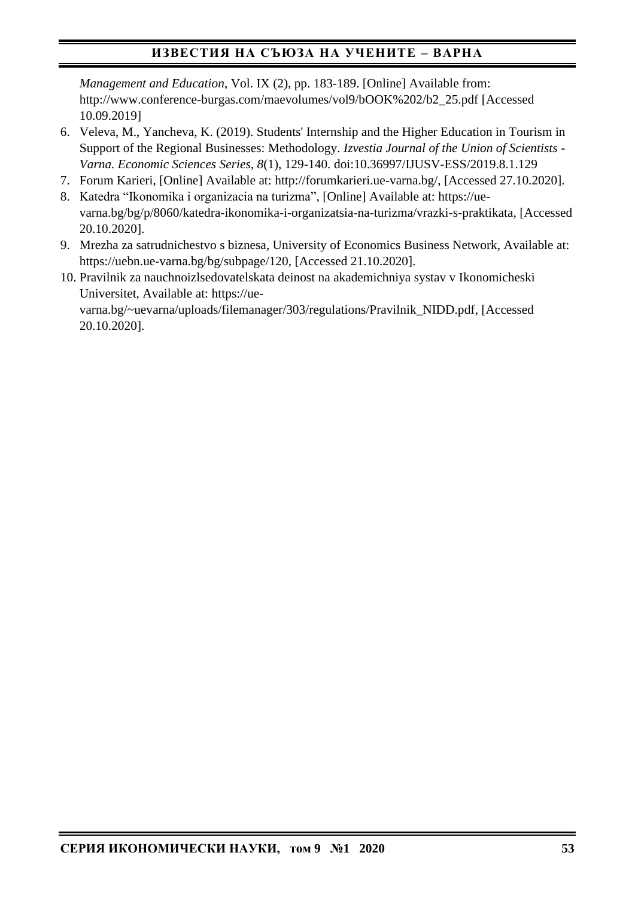*Management and Education*, Vol. IX (2), pp. 183-189. [Online] Available from: http://www.conference-burgas.com/maevolumes/vol9/bOOK%202/b2_25.pdf [Accessed 10.09.2019]

6. Veleva, M., Yancheva, K. (2019). Students' Internship and the Higher Education in Tourism in Support of the Regional Businesses: Methodology. *Izvestia Journal of the Union of Scientists - Varna. Economic Sciences Series, 8*(1), 129-140. doi:10.36997/IJUSV-ESS/2019.8.1.129
7. Forum Karieri, [Online] Available at: http://forumkarieri.ue-varna.bg/, [Accessed 27.10.2020].
8. Katedra "Ikonomika i organizacia na turizma", [Online] Available at: https://ue-varna.bg/bg/p/8060/katedra-ikonomika-i-organizatsia-na-turizma/vrazki-s-praktikata, [Accessed 20.10.2020].
9. Mrezha za satrudnichestvo s biznesa, University of Economics Business Network, Available at: https://uebn.ue-varna.bg/bg/subpage/120, [Accessed 21.10.2020].
10. Pravilnik za nauchnoizlsedovatelskata deinost na akademichniya systav v Ikonomicheski Universitet, Available at: https://ue-varna.bg/~uevarna/uploads/filemanager/303/regulations/Pravilnik_NIDD.pdf, [Accessed 20.10.2020].